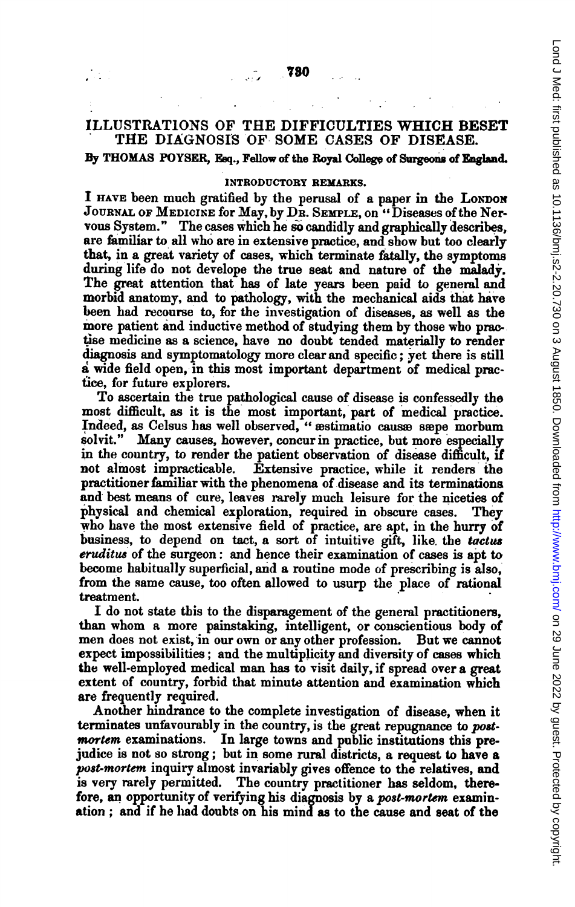# ILLUSTRATIONS OF THE DIFFICULTIES WHICH BESET THE DIAGNOSIS OF SOME CASES OF DISEASE.

**By THOMAS POYSER, Esq., Fellow of the Royal College of Surgeons of England.**

## INTRODUCTORY REMARKS.

I HAVE been much gratified by the perusal of a paper in the LONDON JOURNAL OF MEDICINE for May, by DR. SEMPLE, on "Diseases of the Nervous System." The cases which he so candidly and graphically describes, are familiar to all who are in extensive practice, and show but too clearly that, in a great variety of cases, which terminate fatally, the symptoms during life do not develope the true seat and nature of the malady. The great attention that has of late years been paid to general and morbid anatomy, and to pathology, with the mechanical aids that have been had recourse to, for the investigation of diseases, as well as the more patient and inductive method of studying them by those who practise medicine as a science, have no doubt tended materially to render diagnosis and symptomatology more clear and specific; yet there is still a wide field open, in this most important department of medical practice, for future explorers.

To ascertain the true pathological cause of disease is confessedly the most difficult, as it is the most important, part of medical practice. Indeed, as Celsus has well observed, "æstimatio causæ sæpe morbum solvit." Many causes, however, concur in practice, but more especially in the country, to render the patient observation of disease difficult, if not almost impracticable. Extensive practice, while it renders the practitioner familiar with the phenomena of disease and its terminations and best means of cure, leaves rarely much leisure for the niceties of physical and chemical exploration, required in obscure cases. They who have the most extensive field of practice, are apt, in the hurry of business, to depend on tact, a sort of intuitive gift, like the *tactus eruditus* of the surgeon: and hence their examination of cases is apt to become habitually superficial, and a routine mode of prescribing is also, from the same cause, too often allowed to usurp the place of rational treatment.

I do not state this to the disparagement of the general practitioners, than whom a more painstaking, intelligent, or conscientious body of men does not exist, in our own or any other profession. But we cannot expect impossibilities; and the multiplicity and diversity of cases which the well-employed medical man has to visit daily, if spread over a great extent of country, forbid that minute attention and examination which are frequently required.

Another hindrance to the complete investigation of disease, when it terminates unfavourably in the country, is the great repugnance to *post-mortem* examinations. In large towns and public institutions this prejudice is not so strong; but in some rural districts, a request to have a *post-mortem* inquiry almost invariably gives offence to the relatives, and is very rarely permitted. The country practitioner has seldom, therefore, an opportunity of verifying his diagnosis by a *post-mortem* examination; and if he had doubts on his mind as to the cause and seat of the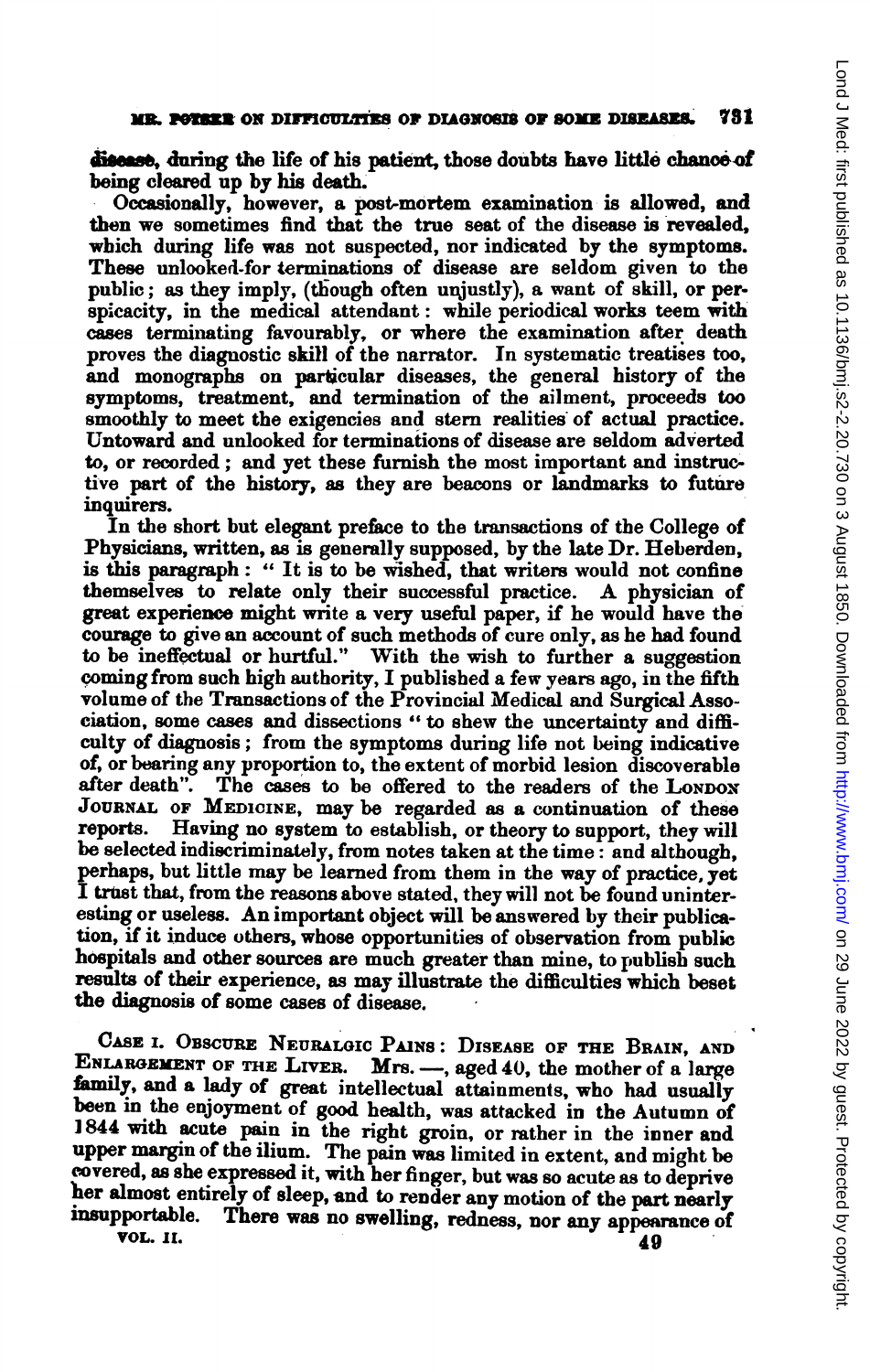disease, during the life of his patient, those doubts have little chance of being cleared up by his death.

Occasionally, however, a post-mortem examination is allowed, and then we sometimes find that the true seat of the disease is revealed, which during life was not suspected, nor indicated by the symptoms. These unlooked-for terminations of disease are seldom given to the public; as they imply, (though often unjustly), a want of skill, or perspicacity, in the medical attendant: while periodical works teem with cases terminating favourably, or where the examination after death proves the diagnostic skill of the narrator. In systematic treatises too, and monographs on particular diseases, the general history of the symptoms, treatment, and termination of the ailment, proceeds too smoothly to meet the exigencies and stern realities of actual practice. Untoward and unlooked for terminations of disease are seldom adverted to, or recorded; and yet these furnish the most important and instructive part of the history, as they are beacons or landmarks to future inquirers.

In the short but elegant preface to the transactions of the College of Physicians, written, as is generally supposed, by the late Dr. Heberden, is this paragraph: "It is to be wished, that writers would not confine themselves to relate only their successful practice. A physician of great experience might write a very useful paper, if he would have the courage to give an account of such methods of cure only, as he had found to be ineffectual or hurtful." With the wish to further a suggestion coming from such high authority, I published a few years ago, in the fifth volume of the Transactions of the Provincial Medical and Surgical Association, some cases and dissections "to shew the uncertainty and difficulty of diagnosis; from the symptoms during life not being indicative of, or bearing any proportion to, the extent of morbid lesion discoverable after death". The cases to be offered to the readers of the LONDON JOURNAL OF MEDICINE, may be regarded as a continuation of these reports. Having no system to establish, or theory to support, they will be selected indiscriminately, from notes taken at the time: and although, perhaps, but little may be learned from them in the way of practice, yet I trust that, from the reasons above stated, they will not be found uninteresting or useless. An important object will be answered by their publication, if it induce others, whose opportunities of observation from public hospitals and other sources are much greater than mine, to publish such results of their experience, as may illustrate the difficulties which beset the diagnosis of some cases of disease.

CASE I. OBSCURE NEURALGIC PAINS: DISEASE OF THE BRAIN, AND ENLARGEMENT OF THE LIVER. Mrs. —, aged 40, the mother of a large family, and a lady of great intellectual attainments, who had usually been in the enjoyment of good health, was attacked in the Autumn of 1844 with acute pain in the right groin, or rather in the inner and upper margin of the ilium. The pain was limited in extent, and might be covered, as she expressed it, with her finger, but was so acute as to deprive her almost entirely of sleep, and to render any motion of the part nearly insupportable. There was no swelling, redness, nor any appearance of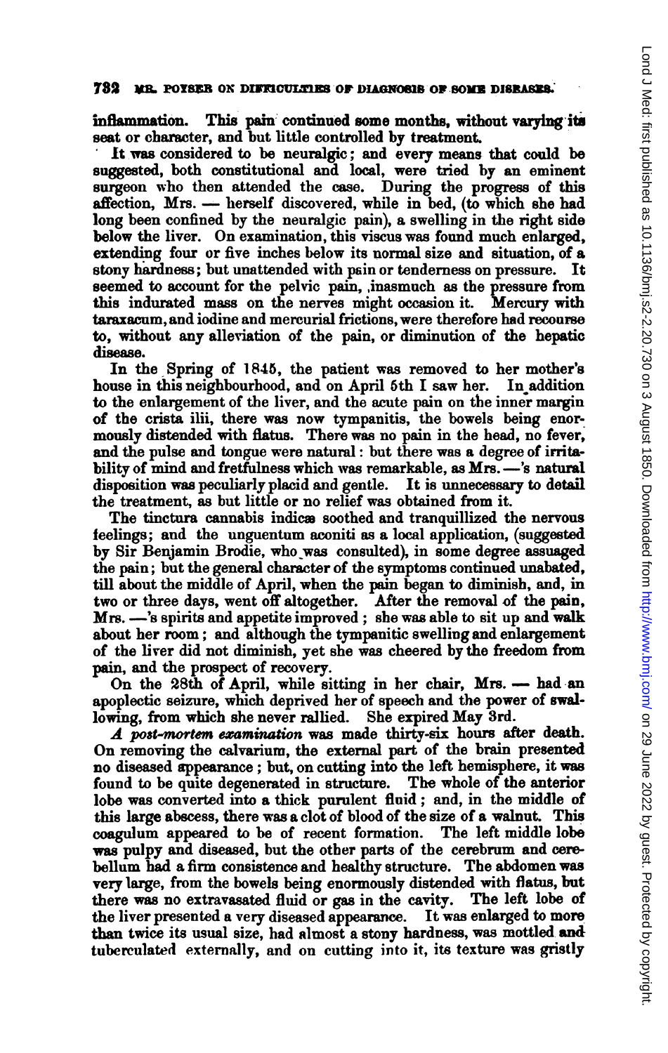inflammation. This pain continued some months, without varying its seat or character, and but little controlled by treatment.

It was considered to be neuralgic; and every means that could be suggested, both constitutional and local, were tried by an eminent surgeon who then attended the case. During the progress of this affection, Mrs. — herself discovered, while in bed, (to which she had long been confined by the neuralgic pain), a swelling in the right side below the liver. On examination, this viscus was found much enlarged, extending four or five inches below its normal size and situation, of a stony hardness; but unattended with pain or tenderness on pressure. It seemed to account for the pelvic pain, inasmuch as the pressure from this indurated mass on the nerves might occasion it. Mercury with taraxacum, and iodine and mercurial frictions, were therefore had recourse to, without any alleviation of the pain, or diminution of the hepatic disease.

In the Spring of 1845, the patient was removed to her mother's house in this neighbourhood, and on April 5th I saw her. In addition to the enlargement of the liver, and the acute pain on the inner margin of the crista ilii, there was now tympanitis, the bowels being enormously distended with flatus. There was no pain in the head, no fever, and the pulse and tongue were natural: but there was a degree of irritability of mind and fretfulness which was remarkable, as Mrs. —'s natural disposition was peculiarly placid and gentle. It is unnecessary to detail the treatment, as but little or no relief was obtained from it.

The tinctura cannabis indicæ soothed and tranquillized the nervous feelings; and the unguentum aconiti as a local application, (suggested by Sir Benjamin Brodie, who was consulted), in some degree assuaged the pain; but the general character of the symptoms continued unabated, till about the middle of April, when the pain began to diminish, and, in two or three days, went off altogether. After the removal of the pain, Mrs. —'s spirits and appetite improved; she was able to sit up and walk about her room; and although the tympanitic swelling and enlargement of the liver did not diminish, yet she was cheered by the freedom from pain, and the prospect of recovery.

On the 28th of April, while sitting in her chair, Mrs. — had an apoplectic seizure, which deprived her of speech and the power of swallowing, from which she never rallied. She expired May 3rd.

*A post-mortem examination* was made thirty-six hours after death. On removing the calvarium, the external part of the brain presented no diseased appearance; but, on cutting into the left hemisphere, it was found to be quite degenerated in structure. The whole of the anterior lobe was converted into a thick purulent fluid; and, in the middle of this large abscess, there was a clot of blood of the size of a walnut. This coagulum appeared to be of recent formation. The left middle lobe was pulpy and diseased, but the other parts of the cerebrum and cerebellum had a firm consistence and healthy structure. The abdomen was very large, from the bowels being enormously distended with flatus, but there was no extravasated fluid or gas in the cavity. The left lobe of the liver presented a very diseased appearance. It was enlarged to more than twice its usual size, had almost a stony hardness, was mottled and tuberculated externally, and on cutting into it, its texture was gristly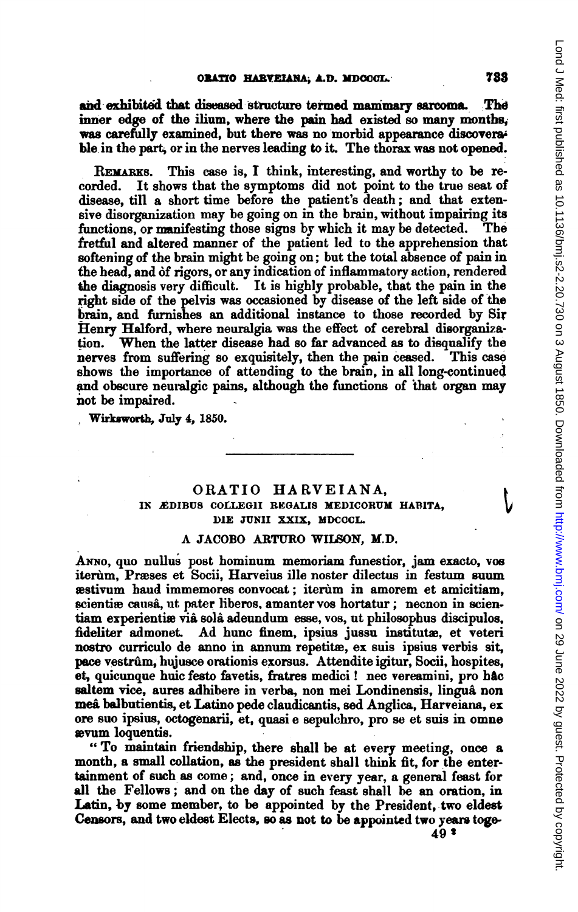and exhibited that diseased structure termed mammary sarcoma. The inner edge of the ilium, where the pain had existed so many months, was carefully examined, but there was no morbid appearance discoverable in the part, or in the nerves leading to it. The thorax was not opened.

REMARKS. This case is, I think, interesting, and worthy to be recorded. It shows that the symptoms did not point to the true seat of disease, till a short time before the patient's death; and that extensive disorganization may be going on in the brain, without impairing its functions, or manifesting those signs by which it may be detected. The fretful and altered manner of the patient led to the apprehension that softening of the brain might be going on; but the total absence of pain in the head, and of rigors, or any indication of inflammatory action, rendered the diagnosis very difficult. It is highly probable, that the pain in the right side of the pelvis was occasioned by disease of the left side of the brain, and furnishes an additional instance to those recorded by Sir Henry Halford, where neuralgia was the effect of cerebral disorganization. When the latter disease had so far advanced as to disqualify the nerves from suffering so exquisitely, then the pain ceased. This case shows the importance of attending to the brain, in all long-continued and obscure neuralgic pains, although the functions of that organ may not be impaired.

Wirksworth, July 4, 1850.

---

# ORATIO HARVEIANA,

## IN ÆDIBUS COLLEGII REGALIS MEDICORUM HABITA, DIE JUNII XXIX, MDCCCL.

### A JACOBO ARTURO WILSON, M.D.

ANNO, quo nullus post hominum memoriam funestior, jam exacto, vos iterùm, Præses et Socii, Harveius ille noster dilectus in festum suum æstivum haud immemores convocat; iterùm in amorem et amicitiam, scientiæ causâ, ut pater liberos, amanter vos hortatur; necnon in scientiam experientiæ viâ solâ adeundum esse, vos, ut philosophus discipulos, fideliter admonet. Ad hunc finem, ipsius jussu institutæ, et veteri nostro curriculo de anno in annum repetitæ, ex suis ipsius verbis sit, pace vestrûm, hujusce orationis exorsus. Attendite igitur, Socii, hospites, et, quicunque huic festo favetis, fratres medici! nec vereamini, pro hâc saltem vice, aures adhibere in verba, non mei Londinensis, linguâ non meâ balbutientis, et Latino pede claudicantis, sed Anglica, Harveiana, ex ore suo ipsius, octogenarii, et, quasi e sepulchro, pro se et suis in omne ævum loquentis.

"To maintain friendship, there shall be at every meeting, once a month, a small collation, as the president shall think fit, for the entertainment of such as come; and, once in every year, a general feast for all the Fellows; and on the day of such feast shall be an oration, in Latin, by some member, to be appointed by the President, two eldest Censors, and two eldest Elects, so as not to be appointed two years toge-